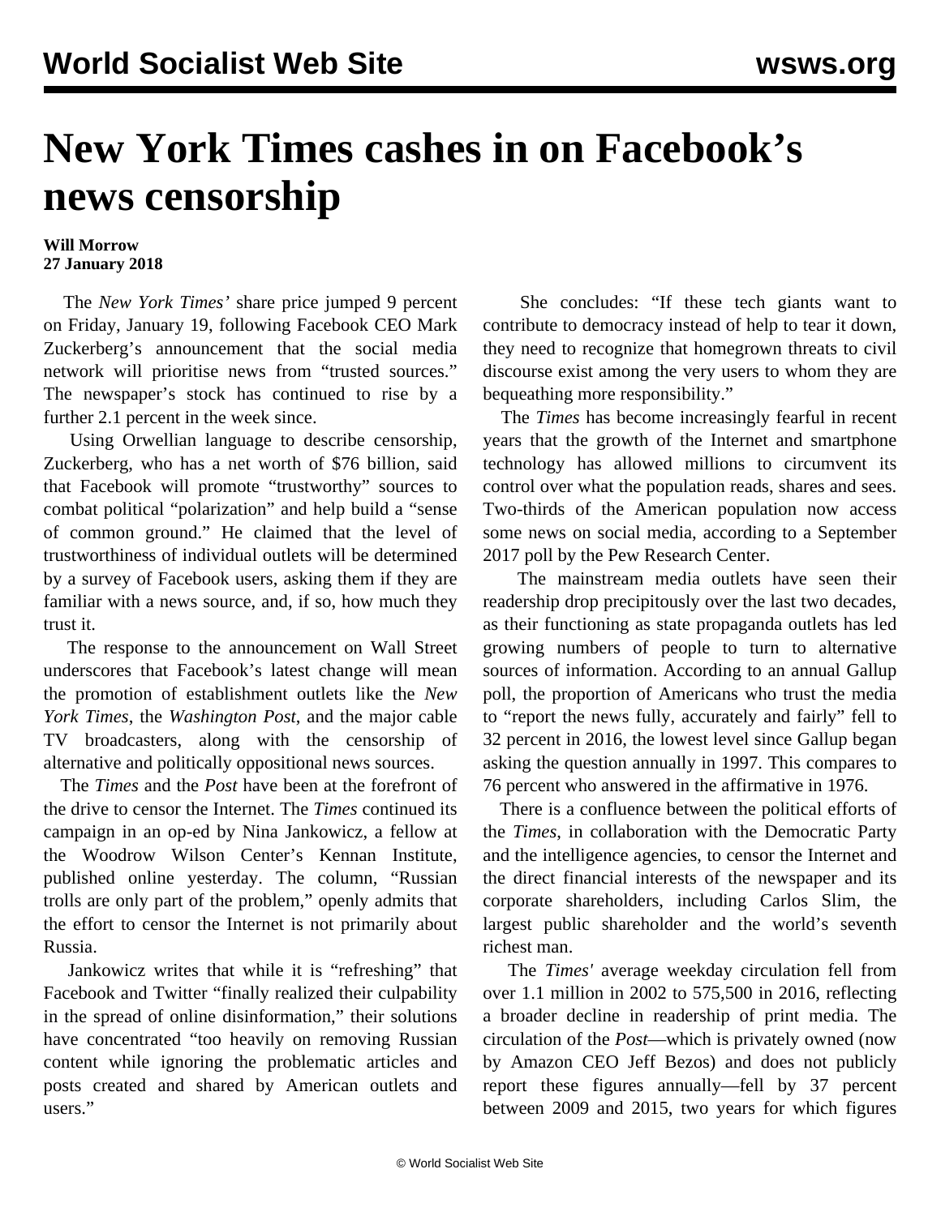# New York Times cashes in on Facebook's news censorship

**Will Morrow**
**27 January 2018**

The *New York Times'* share price jumped 9 percent on Friday, January 19, following Facebook CEO Mark Zuckerberg's announcement that the social media network will prioritise news from "trusted sources." The newspaper's stock has continued to rise by a further 2.1 percent in the week since.

Using Orwellian language to describe censorship, Zuckerberg, who has a net worth of $76 billion, said that Facebook will promote "trustworthy" sources to combat political "polarization" and help build a "sense of common ground." He claimed that the level of trustworthiness of individual outlets will be determined by a survey of Facebook users, asking them if they are familiar with a news source, and, if so, how much they trust it.

The response to the announcement on Wall Street underscores that Facebook's latest change will mean the promotion of establishment outlets like the *New York Times*, the *Washington Post*, and the major cable TV broadcasters, along with the censorship of alternative and politically oppositional news sources.

The *Times* and the *Post* have been at the forefront of the drive to censor the Internet. The *Times* continued its campaign in an op-ed by Nina Jankowicz, a fellow at the Woodrow Wilson Center's Kennan Institute, published online yesterday. The column, "Russian trolls are only part of the problem," openly admits that the effort to censor the Internet is not primarily about Russia.

Jankowicz writes that while it is "refreshing" that Facebook and Twitter "finally realized their culpability in the spread of online disinformation," their solutions have concentrated "too heavily on removing Russian content while ignoring the problematic articles and posts created and shared by American outlets and users."

She concludes: "If these tech giants want to contribute to democracy instead of help to tear it down, they need to recognize that homegrown threats to civil discourse exist among the very users to whom they are bequeathing more responsibility."

The *Times* has become increasingly fearful in recent years that the growth of the Internet and smartphone technology has allowed millions to circumvent its control over what the population reads, shares and sees. Two-thirds of the American population now access some news on social media, according to a September 2017 poll by the Pew Research Center.

The mainstream media outlets have seen their readership drop precipitously over the last two decades, as their functioning as state propaganda outlets has led growing numbers of people to turn to alternative sources of information. According to an annual Gallup poll, the proportion of Americans who trust the media to "report the news fully, accurately and fairly" fell to 32 percent in 2016, the lowest level since Gallup began asking the question annually in 1997. This compares to 76 percent who answered in the affirmative in 1976.

There is a confluence between the political efforts of the *Times*, in collaboration with the Democratic Party and the intelligence agencies, to censor the Internet and the direct financial interests of the newspaper and its corporate shareholders, including Carlos Slim, the largest public shareholder and the world's seventh richest man.

The *Times'* average weekday circulation fell from over 1.1 million in 2002 to 575,500 in 2016, reflecting a broader decline in readership of print media. The circulation of the *Post*—which is privately owned (now by Amazon CEO Jeff Bezos) and does not publicly report these figures annually—fell by 37 percent between 2009 and 2015, two years for which figures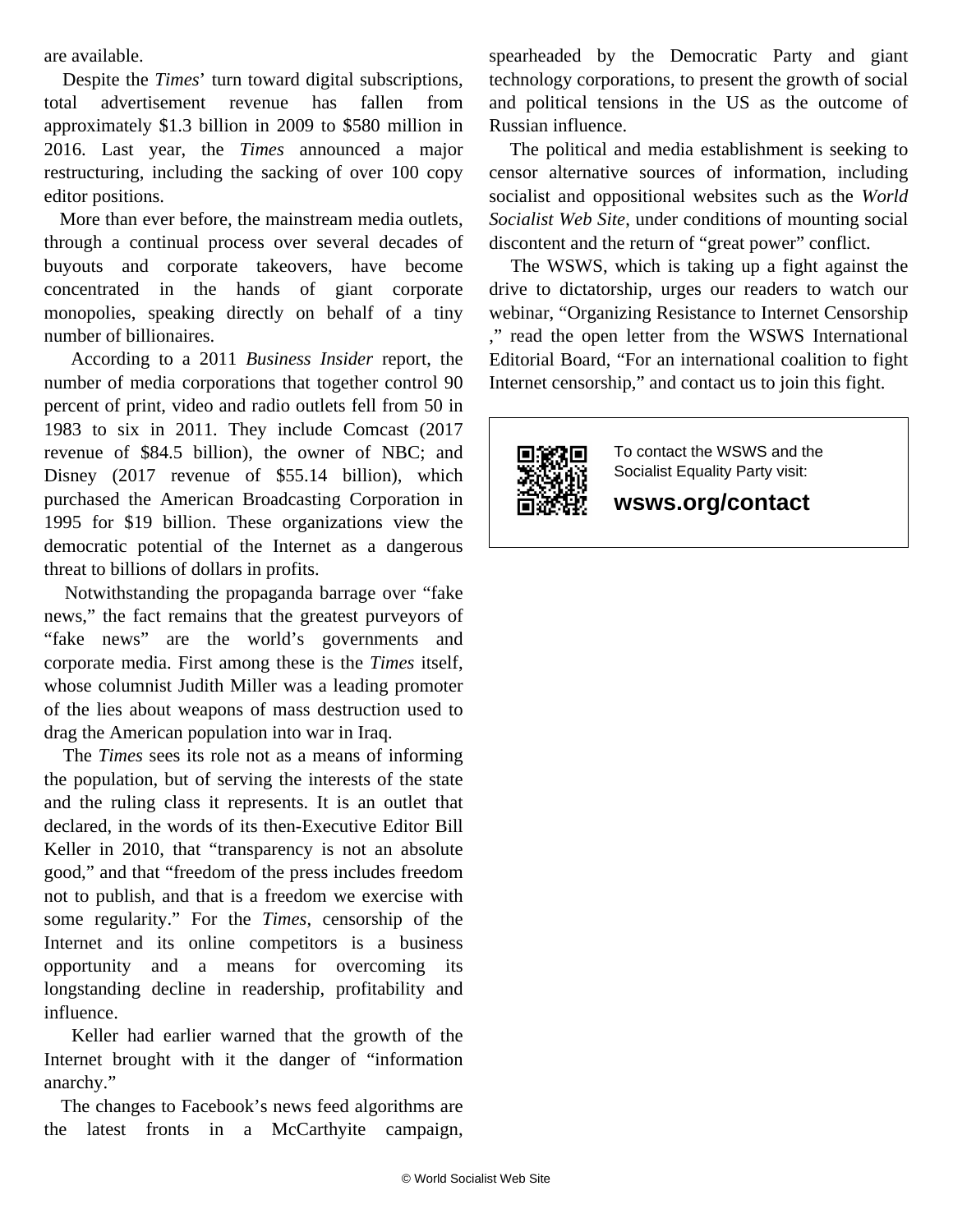are available.

Despite the *Times*' turn toward digital subscriptions, total advertisement revenue has fallen from approximately $1.3 billion in 2009 to $580 million in 2016. Last year, the *Times* announced a major restructuring, including the sacking of over 100 copy editor positions.

More than ever before, the mainstream media outlets, through a continual process over several decades of buyouts and corporate takeovers, have become concentrated in the hands of giant corporate monopolies, speaking directly on behalf of a tiny number of billionaires.

According to a 2011 *Business Insider* report, the number of media corporations that together control 90 percent of print, video and radio outlets fell from 50 in 1983 to six in 2011. They include Comcast (2017 revenue of $84.5 billion), the owner of NBC; and Disney (2017 revenue of $55.14 billion), which purchased the American Broadcasting Corporation in 1995 for $19 billion. These organizations view the democratic potential of the Internet as a dangerous threat to billions of dollars in profits.

Notwithstanding the propaganda barrage over "fake news," the fact remains that the greatest purveyors of "fake news" are the world's governments and corporate media. First among these is the *Times* itself, whose columnist Judith Miller was a leading promoter of the lies about weapons of mass destruction used to drag the American population into war in Iraq.

The *Times* sees its role not as a means of informing the population, but of serving the interests of the state and the ruling class it represents. It is an outlet that declared, in the words of its then-Executive Editor Bill Keller in 2010, that "transparency is not an absolute good," and that "freedom of the press includes freedom not to publish, and that is a freedom we exercise with some regularity." For the *Times*, censorship of the Internet and its online competitors is a business opportunity and a means for overcoming its longstanding decline in readership, profitability and influence.

Keller had earlier warned that the growth of the Internet brought with it the danger of "information anarchy."

The changes to Facebook's news feed algorithms are the latest fronts in a McCarthyite campaign, spearheaded by the Democratic Party and giant technology corporations, to present the growth of social and political tensions in the US as the outcome of Russian influence.

The political and media establishment is seeking to censor alternative sources of information, including socialist and oppositional websites such as the *World Socialist Web Site*, under conditions of mounting social discontent and the return of "great power" conflict.

The WSWS, which is taking up a fight against the drive to dictatorship, urges our readers to watch our webinar, "Organizing Resistance to Internet Censorship ," read the open letter from the WSWS International Editorial Board, "For an international coalition to fight Internet censorship," and contact us to join this fight.

To contact the WSWS and the Socialist Equality Party visit:

**wsws.org/contact**